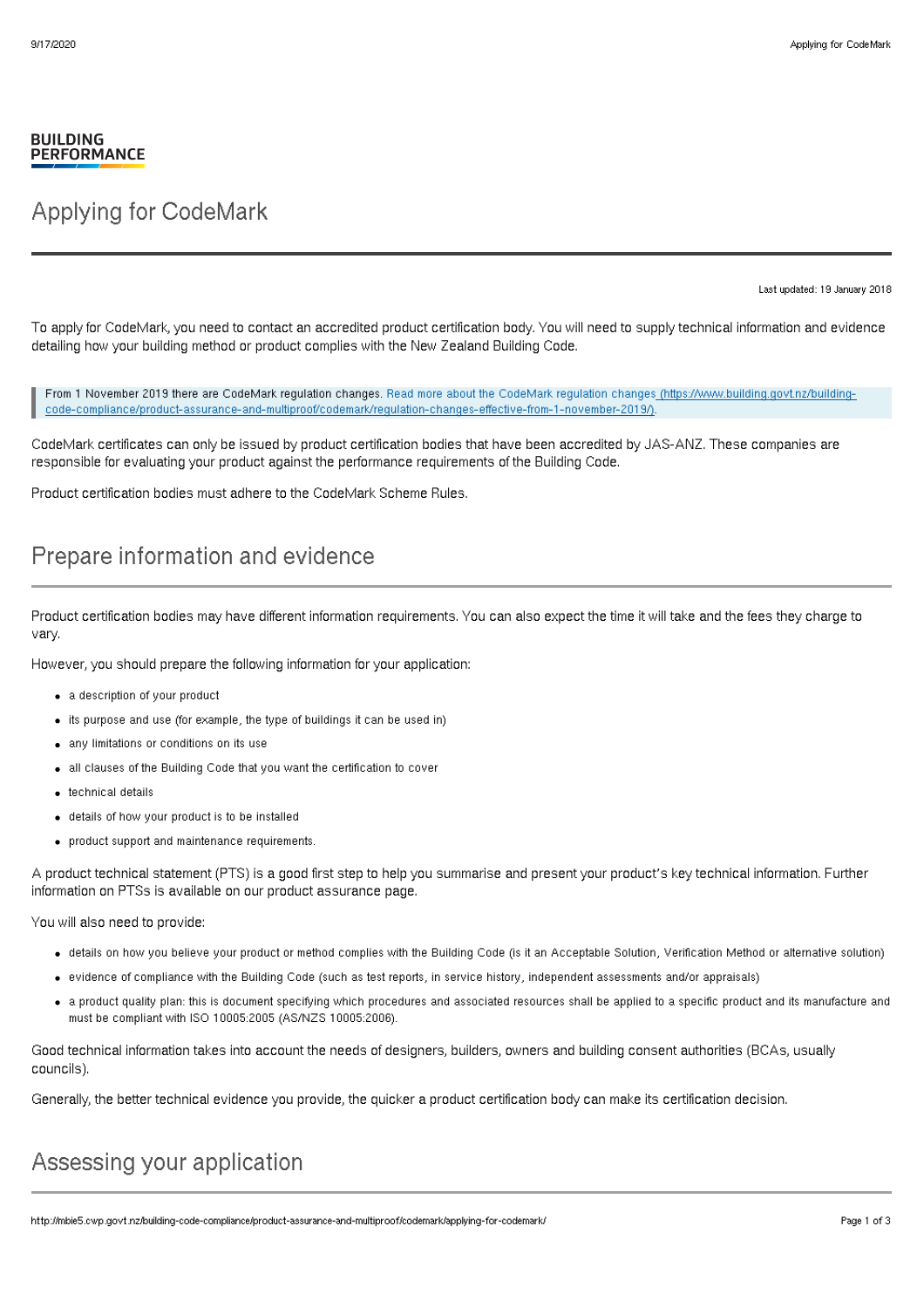BUILDING PERFORMANCE

# Applying for CodeMark

Last updated: 19 January 2018

To apply for CodeMark, you need to contact an accredited product certification body. You will need to supply technical information and evidence detailing how your building method or product complies with the New Zealand Building Code.

> From 1 November 2019 there are CodeMark regulation changes. Read more about the CodeMark regulation changes (https://www.building.govt.nz/building-code-compliance/product-assurance-and-multiproof/codemark/regulation-changes-effective-from-1-november-2019/).

CodeMark certificates can only be issued by product certification bodies that have been accredited by JAS-ANZ. These companies are responsible for evaluating your product against the performance requirements of the Building Code.

Product certification bodies must adhere to the CodeMark Scheme Rules.

## Prepare information and evidence

Product certification bodies may have different information requirements. You can also expect the time it will take and the fees they charge to vary.

However, you should prepare the following information for your application:

- a description of your product
- its purpose and use (for example, the type of buildings it can be used in)
- any limitations or conditions on its use
- all clauses of the Building Code that you want the certification to cover
- technical details
- details of how your product is to be installed
- product support and maintenance requirements.

A product technical statement (PTS) is a good first step to help you summarise and present your product's key technical information. Further information on PTSs is available on our product assurance page.

You will also need to provide:

- details on how you believe your product or method complies with the Building Code (is it an Acceptable Solution, Verification Method or alternative solution)
- evidence of compliance with the Building Code (such as test reports, in service history, independent assessments and/or appraisals)
- a product quality plan: this is document specifying which procedures and associated resources shall be applied to a specific product and its manufacture and must be compliant with ISO 10005:2005 (AS/NZS 10005:2006).

Good technical information takes into account the needs of designers, builders, owners and building consent authorities (BCAs, usually councils).

Generally, the better technical evidence you provide, the quicker a product certification body can make its certification decision.

## Assessing your application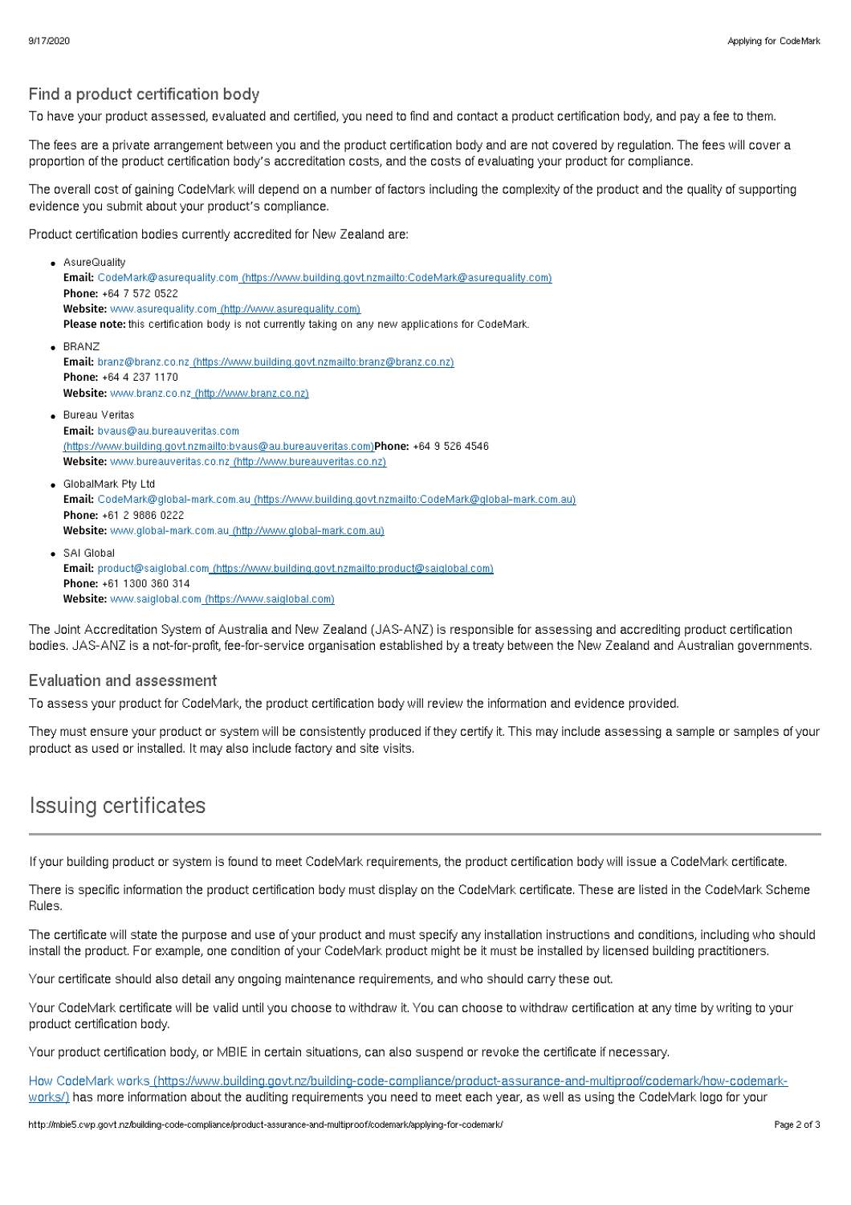## Find a product certification body

To have your product assessed, evaluated and certified, you need to find and contact a product certification body, and pay a fee to them.

The fees are a private arrangement between you and the product certification body and are not covered by regulation. The fees will cover a proportion of the product certification body's accreditation costs, and the costs of evaluating your product for compliance.

The overall cost of gaining CodeMark will depend on a number of factors including the complexity of the product and the quality of supporting evidence you submit about your product's compliance.

Product certification bodies currently accredited for New Zealand are:

- AsureQuality
  **Email:** CodeMark@asurequality.com (https://www.building.govt.nzmailto:CodeMark@asurequality.com)
  **Phone:** +64 7 572 0522
  **Website:** www.asurequality.com (http://www.asurequality.com)
  **Please note:** this certification body is not currently taking on any new applications for CodeMark.
- BRANZ
  **Email:** branz@branz.co.nz (https://www.building.govt.nzmailto:branz@branz.co.nz)
  **Phone:** +64 4 237 1170
  **Website:** www.branz.co.nz (http://www.branz.co.nz)
- Bureau Veritas
  **Email:** bvaus@au.bureauveritas.com (https://www.building.govt.nzmailto:bvaus@au.bureauveritas.com)**Phone:** +64 9 526 4546
  **Website:** www.bureauveritas.co.nz (http://www.bureauveritas.co.nz)
- GlobalMark Pty Ltd
  **Email:** CodeMark@global-mark.com.au (https://www.building.govt.nzmailto:CodeMark@global-mark.com.au)
  **Phone:** +61 2 9886 0222
  **Website:** www.global-mark.com.au (http://www.global-mark.com.au)
- SAI Global
  **Email:** product@saiglobal.com (https://www.building.govt.nzmailto:product@saiglobal.com)
  **Phone:** +61 1300 360 314
  **Website:** www.saiglobal.com (https://www.saiglobal.com)

The Joint Accreditation System of Australia and New Zealand (JAS-ANZ) is responsible for assessing and accrediting product certification bodies. JAS-ANZ is a not-for-profit, fee-for-service organisation established by a treaty between the New Zealand and Australian governments.

## Evaluation and assessment

To assess your product for CodeMark, the product certification body will review the information and evidence provided.

They must ensure your product or system will be consistently produced if they certify it. This may include assessing a sample or samples of your product as used or installed. It may also include factory and site visits.

# Issuing certificates

If your building product or system is found to meet CodeMark requirements, the product certification body will issue a CodeMark certificate.

There is specific information the product certification body must display on the CodeMark certificate. These are listed in the CodeMark Scheme Rules.

The certificate will state the purpose and use of your product and must specify any installation instructions and conditions, including who should install the product. For example, one condition of your CodeMark product might be it must be installed by licensed building practitioners.

Your certificate should also detail any ongoing maintenance requirements, and who should carry these out.

Your CodeMark certificate will be valid until you choose to withdraw it. You can choose to withdraw certification at any time by writing to your product certification body.

Your product certification body, or MBIE in certain situations, can also suspend or revoke the certificate if necessary.

How CodeMark works (https://www.building.govt.nz/building-code-compliance/product-assurance-and-multiproof/codemark/how-codemark-works/) has more information about the auditing requirements you need to meet each year, as well as using the CodeMark logo for your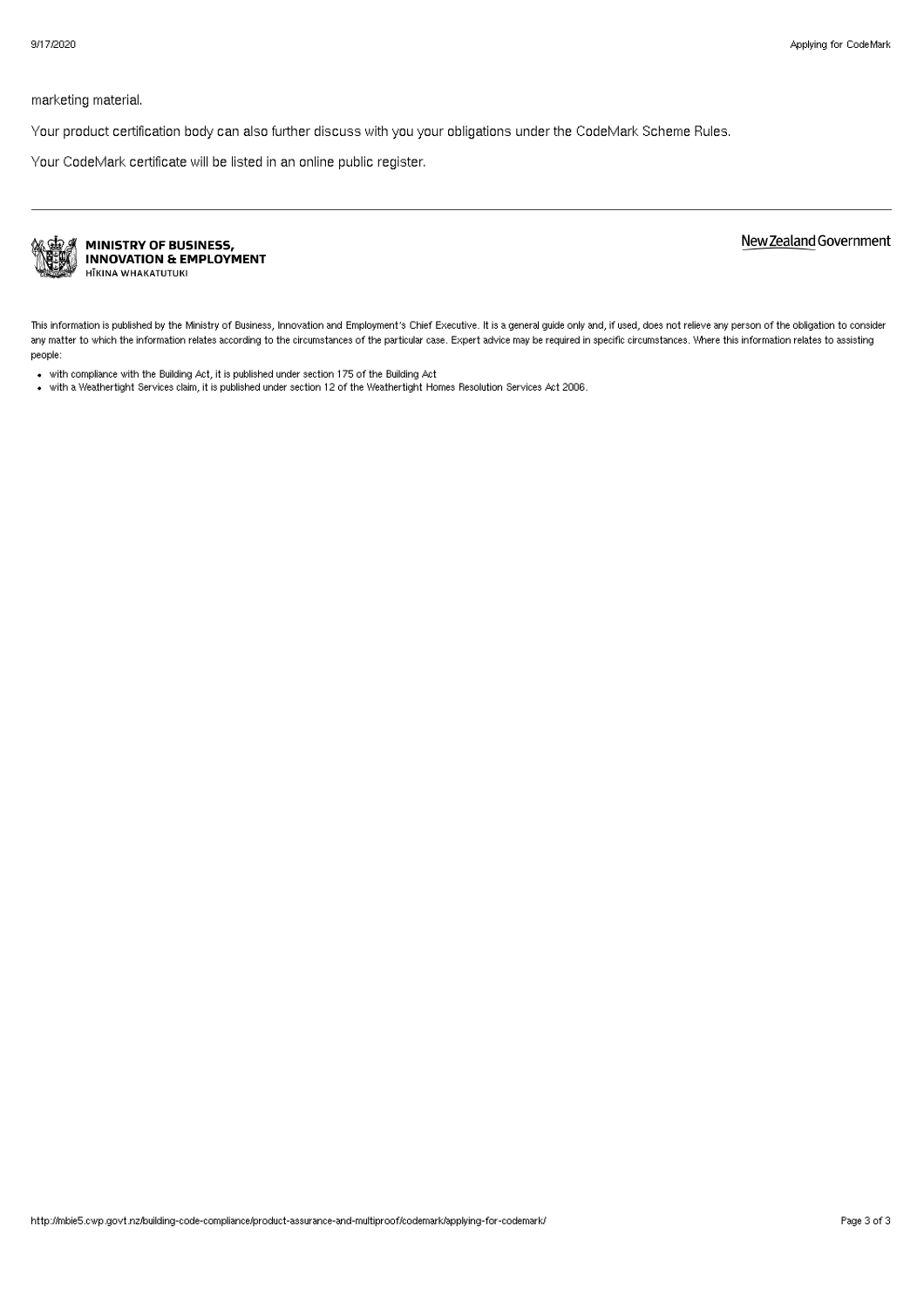marketing material.

Your product certification body can also further discuss with you your obligations under the CodeMark Scheme Rules.

Your CodeMark certificate will be listed in an online public register.

---

**MINISTRY OF BUSINESS, INNOVATION & EMPLOYMENT**
HĪKINA WHAKATUTUKI

New Zealand Government

This information is published by the Ministry of Business, Innovation and Employment's Chief Executive. It is a general guide only and, if used, does not relieve any person of the obligation to consider any matter to which the information relates according to the circumstances of the particular case. Expert advice may be required in specific circumstances. Where this information relates to assisting people:

- with compliance with the Building Act, it is published under section 175 of the Building Act
- with a Weathertight Services claim, it is published under section 12 of the Weathertight Homes Resolution Services Act 2006.